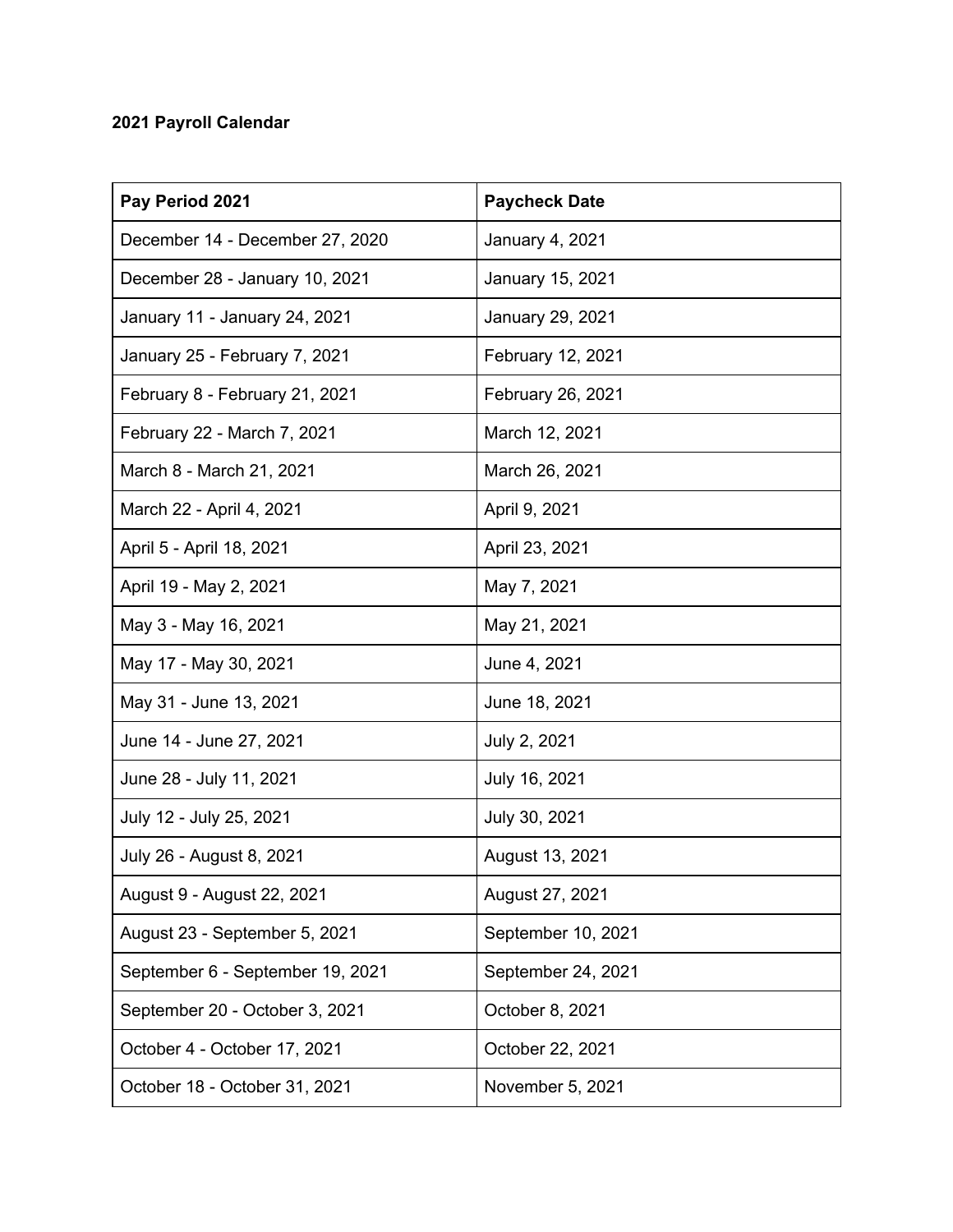**2021 Payroll Calendar**

| Pay Period 2021 | Paycheck Date |
| --- | --- |
| December 14 - December 27, 2020 | January 4, 2021 |
| December 28 - January 10, 2021 | January 15, 2021 |
| January 11 - January 24, 2021 | January 29, 2021 |
| January 25 - February 7, 2021 | February 12, 2021 |
| February 8 - February 21, 2021 | February 26, 2021 |
| February 22 - March 7, 2021 | March 12, 2021 |
| March 8 - March 21, 2021 | March 26, 2021 |
| March 22 - April 4, 2021 | April 9, 2021 |
| April 5 - April 18, 2021 | April 23, 2021 |
| April 19 - May 2, 2021 | May 7, 2021 |
| May 3 - May 16, 2021 | May 21, 2021 |
| May 17 - May 30, 2021 | June 4, 2021 |
| May 31 - June 13, 2021 | June 18, 2021 |
| June 14 - June 27, 2021 | July 2, 2021 |
| June 28 - July 11, 2021 | July 16, 2021 |
| July 12 - July 25, 2021 | July 30, 2021 |
| July 26 - August 8, 2021 | August 13, 2021 |
| August 9 - August 22, 2021 | August 27, 2021 |
| August 23 - September 5, 2021 | September 10, 2021 |
| September 6 - September 19, 2021 | September 24, 2021 |
| September 20 - October 3, 2021 | October 8, 2021 |
| October 4 - October 17, 2021 | October 22, 2021 |
| October 18 - October 31, 2021 | November 5, 2021 |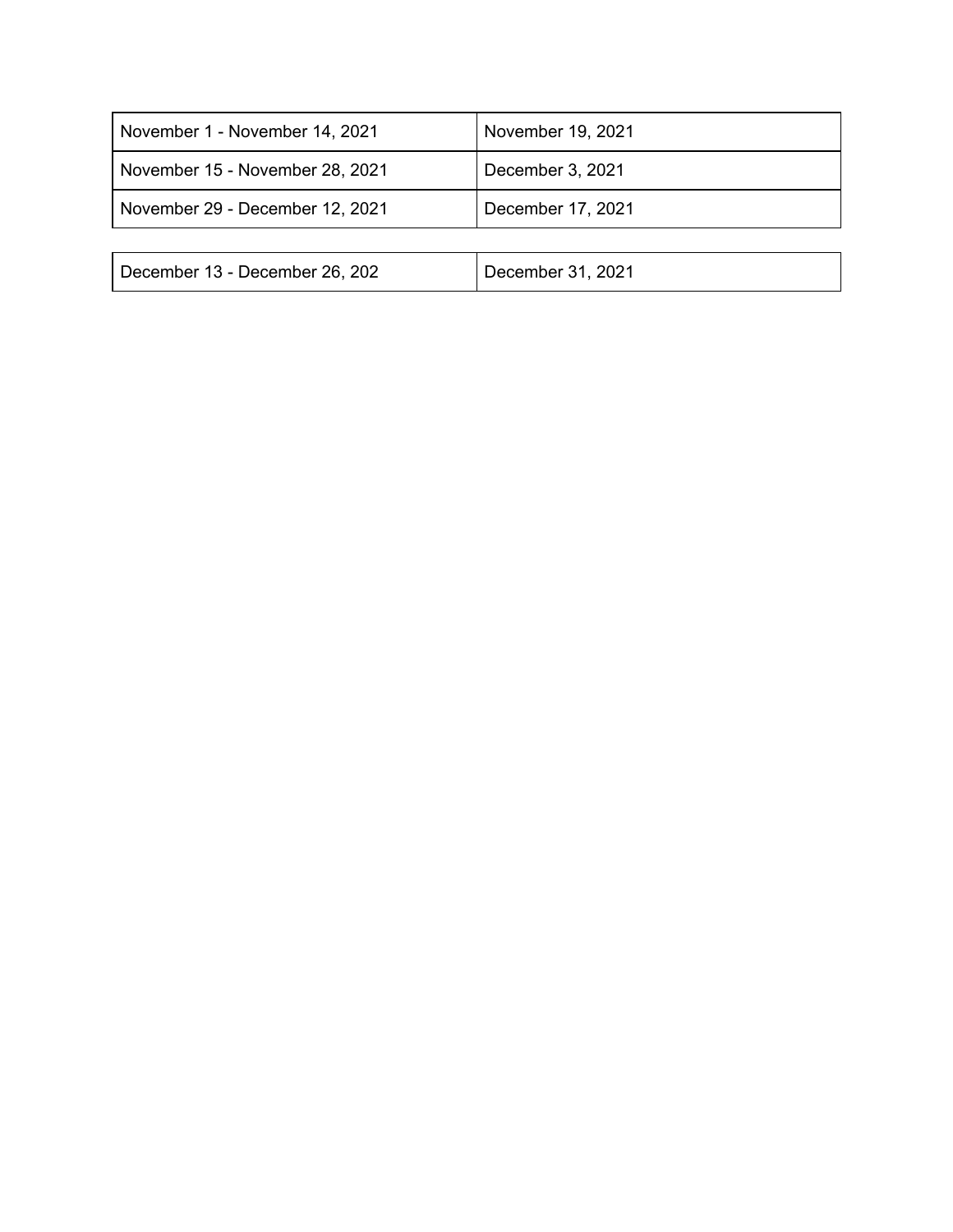| | |
|---|---|
| November 1 - November 14, 2021 | November 19, 2021 |
| November 15 - November 28, 2021 | December 3, 2021 |
| November 29 - December 12, 2021 | December 17, 2021 |
| December 13 - December 26, 202 | December 31, 2021 |